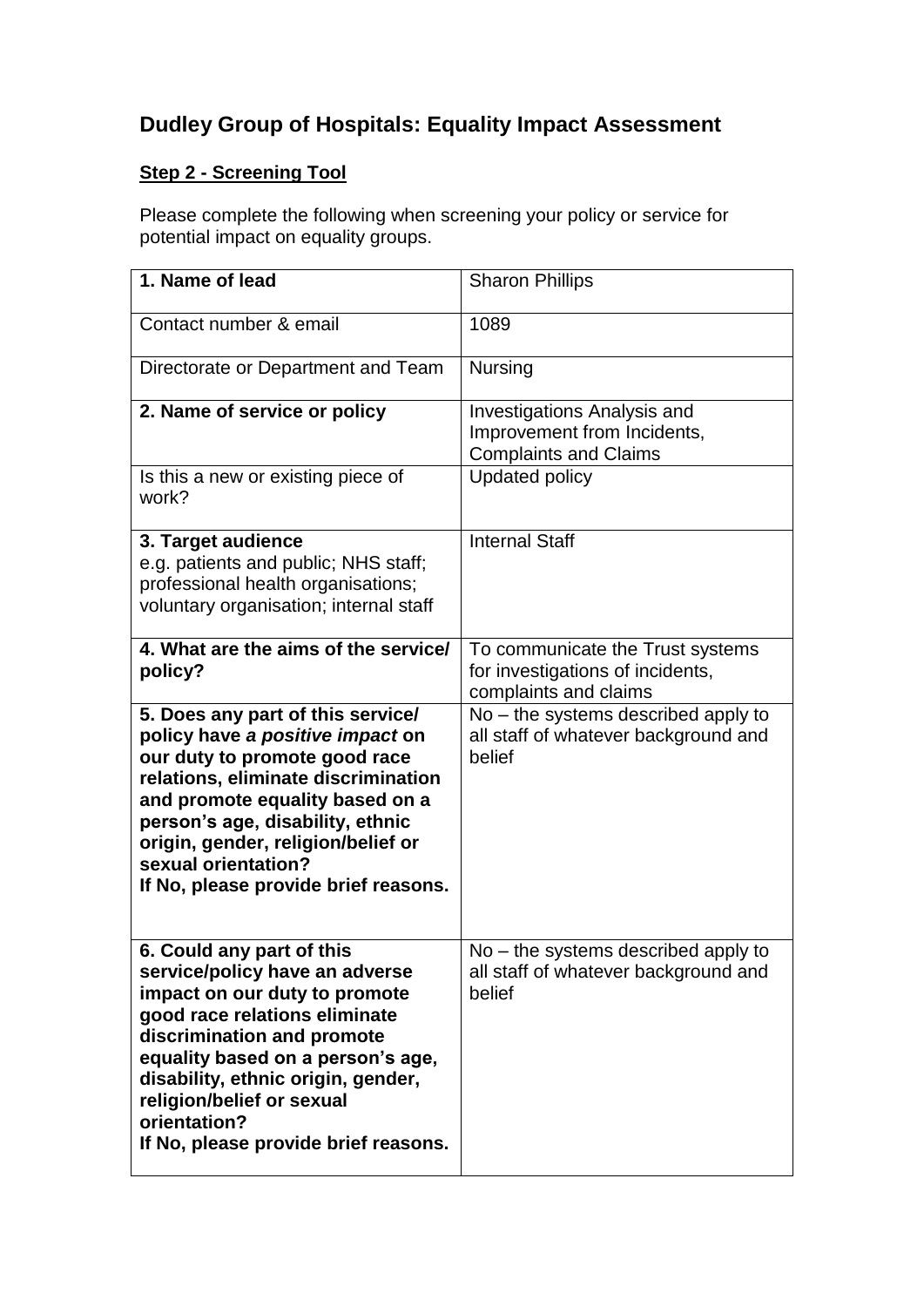# Dudley Group of Hospitals: Equality Impact Assessment

## Step 2 - Screening Tool

Please complete the following when screening your policy or service for potential impact on equality groups.

| **1. Name of lead** | Sharon Phillips |
|---|---|
| Contact number & email | 1089 |
| Directorate or Department and Team | Nursing |
| **2. Name of service or policy** | Investigations Analysis and Improvement from Incidents, Complaints and Claims |
| Is this a new or existing piece of work? | Updated policy |
| **3. Target audience** e.g. patients and public; NHS staff; professional health organisations; voluntary organisation; internal staff | Internal Staff |
| **4. What are the aims of the service/ policy?** | To communicate the Trust systems for investigations of incidents, complaints and claims |
| **5. Does any part of this service/ policy have *a positive impact* on our duty to promote good race relations, eliminate discrimination and promote equality based on a person's age, disability, ethnic origin, gender, religion/belief or sexual orientation? If No, please provide brief reasons.** | No – the systems described apply to all staff of whatever background and belief |
| **6. Could any part of this service/policy have an adverse impact on our duty to promote good race relations eliminate discrimination and promote equality based on a person's age, disability, ethnic origin, gender, religion/belief or sexual orientation? If No, please provide brief reasons.** | No – the systems described apply to all staff of whatever background and belief |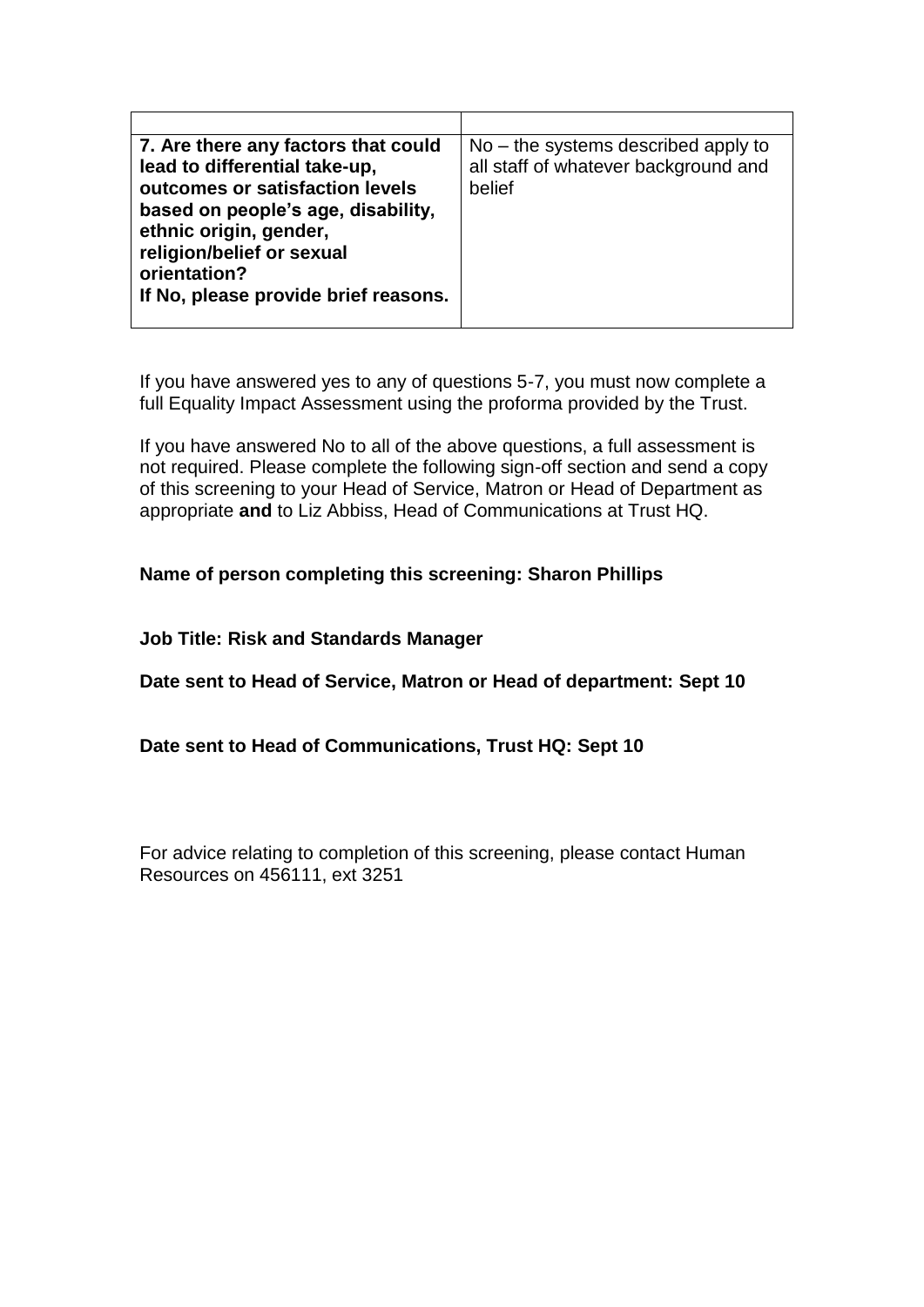| | |
|---|---|
| **7. Are there any factors that could lead to differential take-up, outcomes or satisfaction levels based on people's age, disability, ethnic origin, gender, religion/belief or sexual orientation? If No, please provide brief reasons.** | No – the systems described apply to all staff of whatever background and belief |

If you have answered yes to any of questions 5-7, you must now complete a full Equality Impact Assessment using the proforma provided by the Trust.

If you have answered No to all of the above questions, a full assessment is not required. Please complete the following sign-off section and send a copy of this screening to your Head of Service, Matron or Head of Department as appropriate **and** to Liz Abbiss, Head of Communications at Trust HQ.

**Name of person completing this screening: Sharon Phillips**

**Job Title: Risk and Standards Manager**

**Date sent to Head of Service, Matron or Head of department: Sept 10**

**Date sent to Head of Communications, Trust HQ: Sept 10**

For advice relating to completion of this screening, please contact Human Resources on 456111, ext 3251